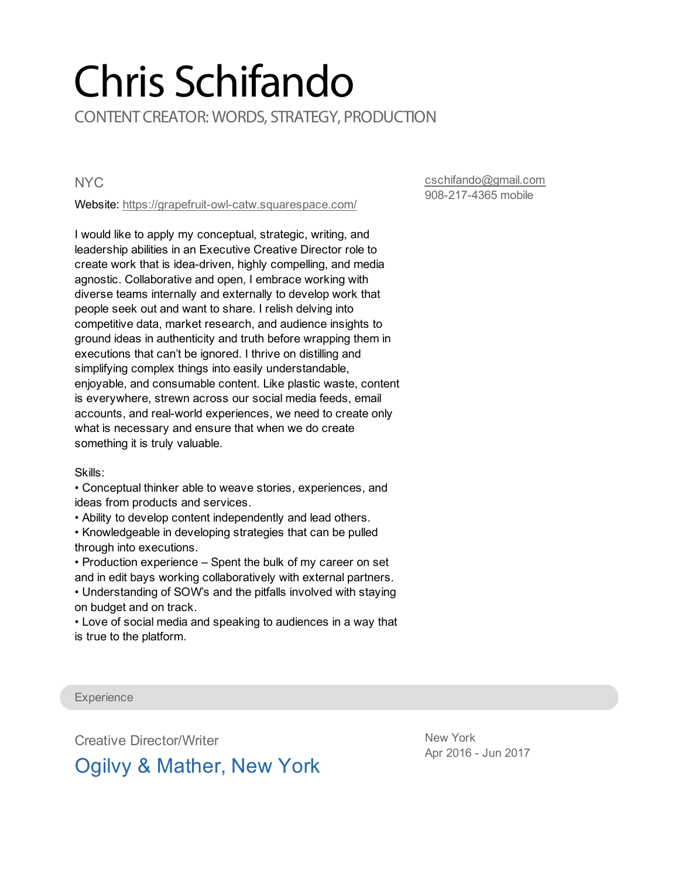# Chris Schifando

CONTENT CREATOR: WORDS, STRATEGY, PRODUCTION

NYC

Website: https://grapefruit-owl-catw.squarespace.com/

cschifando@gmail.com
908-217-4365 mobile

I would like to apply my conceptual, strategic, writing, and leadership abilities in an Executive Creative Director role to create work that is idea-driven, highly compelling, and media agnostic. Collaborative and open, I embrace working with diverse teams internally and externally to develop work that people seek out and want to share. I relish delving into competitive data, market research, and audience insights to ground ideas in authenticity and truth before wrapping them in executions that can't be ignored. I thrive on distilling and simplifying complex things into easily understandable, enjoyable, and consumable content. Like plastic waste, content is everywhere, strewn across our social media feeds, email accounts, and real-world experiences, we need to create only what is necessary and ensure that when we do create something it is truly valuable.

Skills:

- Conceptual thinker able to weave stories, experiences, and ideas from products and services.
- Ability to develop content independently and lead others.
- Knowledgeable in developing strategies that can be pulled through into executions.
- Production experience – Spent the bulk of my career on set and in edit bays working collaboratively with external partners.
- Understanding of SOW's and the pitfalls involved with staying on budget and on track.
- Love of social media and speaking to audiences in a way that is true to the platform.

## Experience

Creative Director/Writer

### Ogilvy & Mather, New York

New York
Apr 2016 - Jun 2017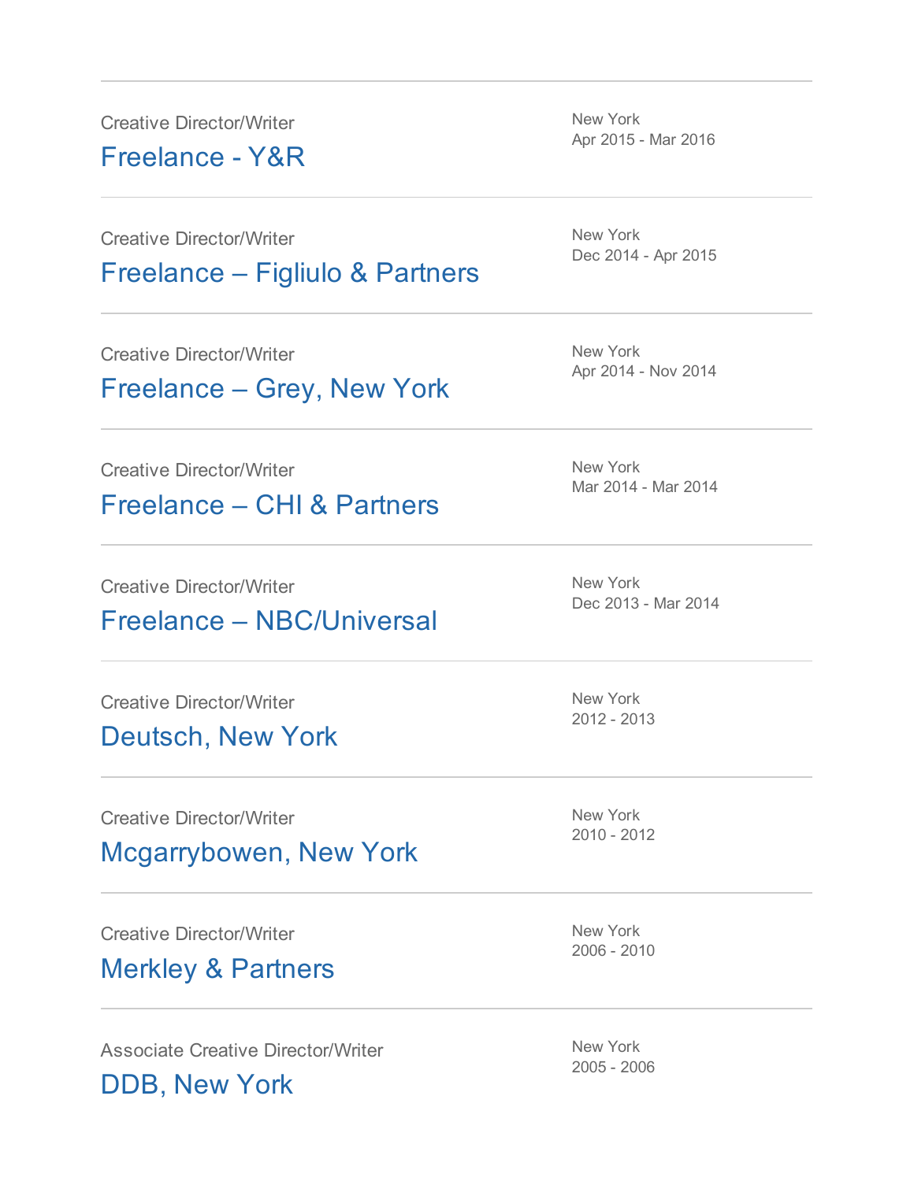Creative Director/Writer

### Freelance - Y&R

New York
Apr 2015 - Mar 2016

---

Creative Director/Writer

### Freelance – Figliulo & Partners

New York
Dec 2014 - Apr 2015

---

Creative Director/Writer

### Freelance – Grey, New York

New York
Apr 2014 - Nov 2014

---

Creative Director/Writer

### Freelance – CHI & Partners

New York
Mar 2014 - Mar 2014

---

Creative Director/Writer

### Freelance – NBC/Universal

New York
Dec 2013 - Mar 2014

---

Creative Director/Writer

### Deutsch, New York

New York
2012 - 2013

---

Creative Director/Writer

### Mcgarrybowen, New York

New York
2010 - 2012

---

Creative Director/Writer

### Merkley & Partners

New York
2006 - 2010

---

Associate Creative Director/Writer

### DDB, New York

New York
2005 - 2006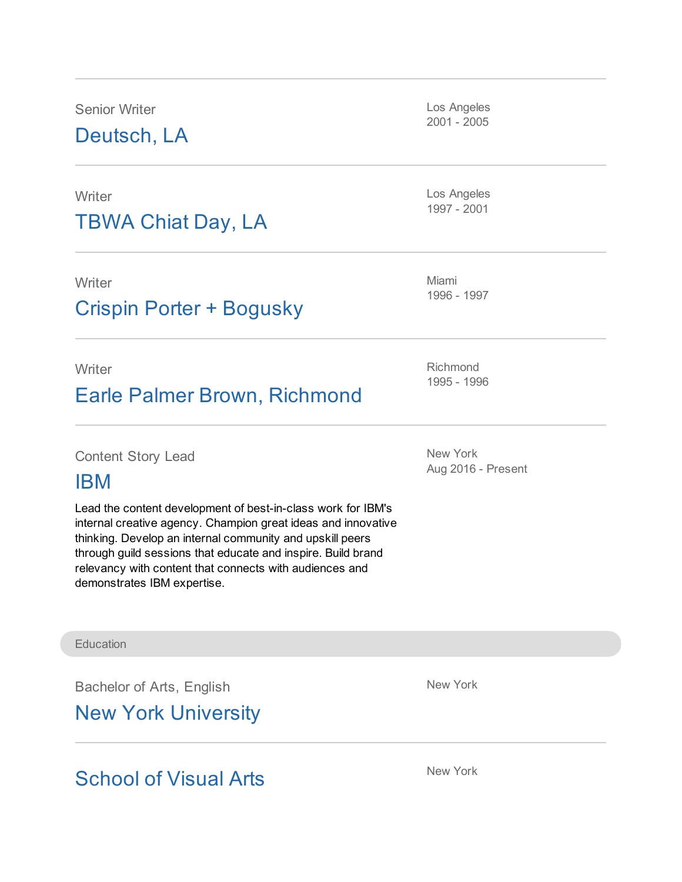Senior Writer

## Deutsch, LA

Los Angeles
2001 - 2005

---

Writer

## TBWA Chiat Day, LA

Los Angeles
1997 - 2001

---

Writer

## Crispin Porter + Bogusky

Miami
1996 - 1997

---

Writer

## Earle Palmer Brown, Richmond

Richmond
1995 - 1996

---

Content Story Lead

## IBM

New York
Aug 2016 - Present

Lead the content development of best-in-class work for IBM's internal creative agency. Champion great ideas and innovative thinking. Develop an internal community and upskill peers through guild sessions that educate and inspire. Build brand relevancy with content that connects with audiences and demonstrates IBM expertise.

# Education

Bachelor of Arts, English

## New York University

New York

---

## School of Visual Arts

New York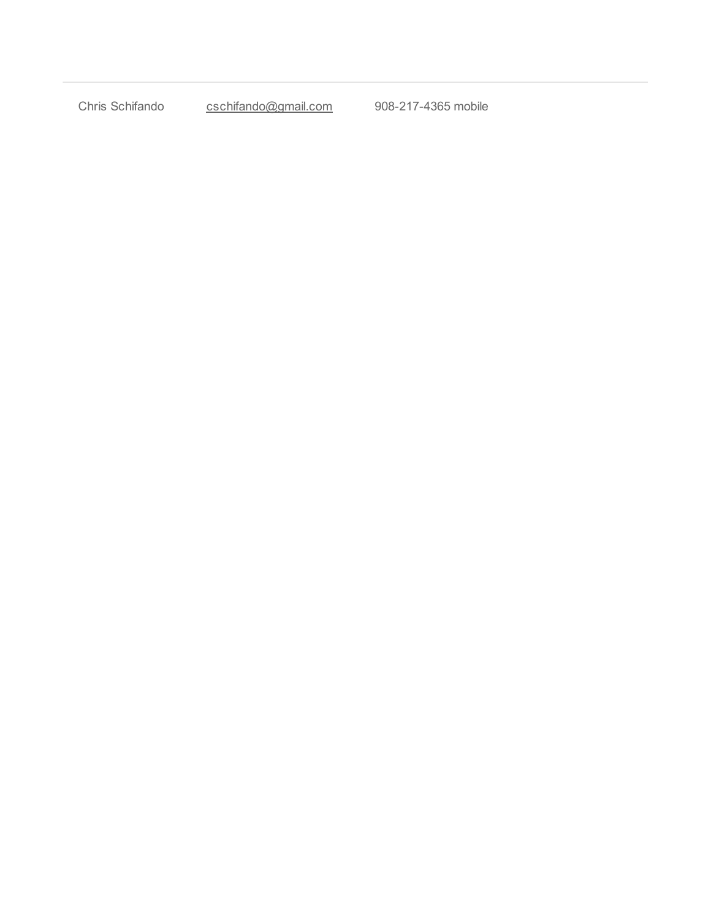---

Chris Schifando cschifando@gmail.com 908-217-4365 mobile